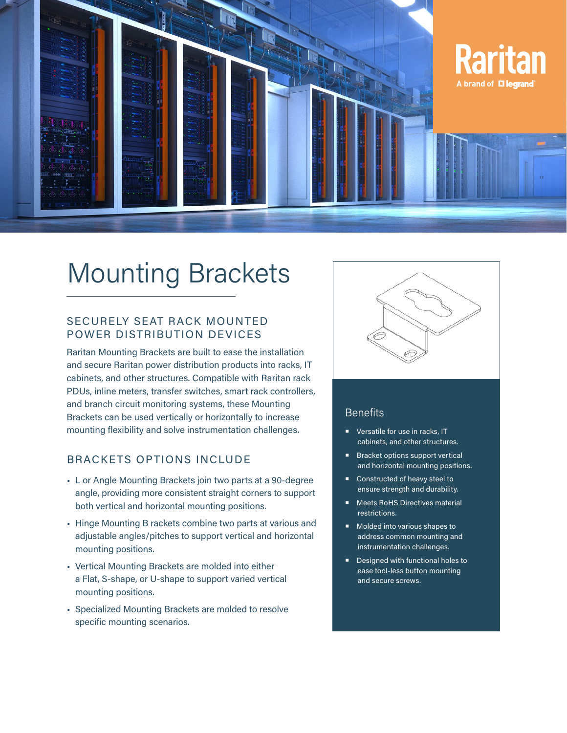# Mounting Brackets

## SECURELY SEAT RACK MOUNTED POWER DISTRIBUTION DEVICES

Raritan Mounting Brackets are built to ease the installation and secure Raritan power distribution products into racks, IT cabinets, and other structures. Compatible with Raritan rack PDUs, inline meters, transfer switches, smart rack controllers, and branch circuit monitoring systems, these Mounting Brackets can be used vertically or horizontally to increase mounting flexibility and solve instrumentation challenges.

## BRACKETS OPTIONS INCLUDE

- L or Angle Mounting Brackets join two parts at a 90-degree angle, providing more consistent straight corners to support both vertical and horizontal mounting positions.
- Hinge Mounting B rackets combine two parts at various and adjustable angles/pitches to support vertical and horizontal mounting positions.
- Vertical Mounting Brackets are molded into either a Flat, S-shape, or U-shape to support varied vertical mounting positions.
- Specialized Mounting Brackets are molded to resolve specific mounting scenarios.

### Benefits

- Versatile for use in racks, IT cabinets, and other structures.
- Bracket options support vertical and horizontal mounting positions.
- Constructed of heavy steel to ensure strength and durability.
- Meets RoHS Directives material restrictions.
- Molded into various shapes to address common mounting and instrumentation challenges.
- Designed with functional holes to ease tool-less button mounting and secure screws.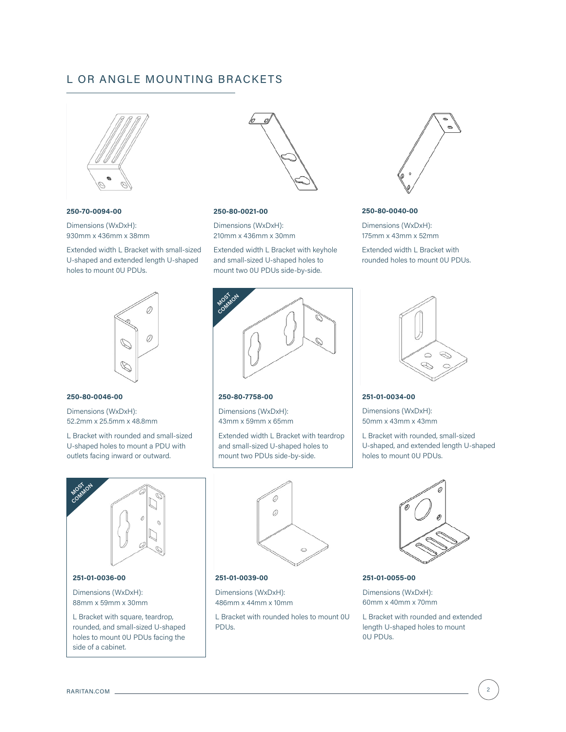## L OR ANGLE MOUNTING BRACKETS

**250-70-0094-00**

Dimensions (WxDxH):
930mm x 436mm x 38mm

Extended width L Bracket with small-sized U-shaped and extended length U-shaped holes to mount 0U PDUs.

**250-80-0021-00**

Dimensions (WxDxH):
210mm x 436mm x 30mm

Extended width L Bracket with keyhole and small-sized U-shaped holes to mount two 0U PDUs side-by-side.

**250-80-0040-00**

Dimensions (WxDxH):
175mm x 43mm x 52mm

Extended width L Bracket with rounded holes to mount 0U PDUs.

**250-80-0046-00**

Dimensions (WxDxH):
52.2mm x 25.5mm x 48.8mm

L Bracket with rounded and small-sized U-shaped holes to mount a PDU with outlets facing inward or outward.

MOST COMMON

**250-80-7758-00**

Dimensions (WxDxH):
43mm x 59mm x 65mm

Extended width L Bracket with teardrop and small-sized U-shaped holes to mount two PDUs side-by-side.

**251-01-0034-00**

Dimensions (WxDxH):
50mm x 43mm x 43mm

L Bracket with rounded, small-sized U-shaped, and extended length U-shaped holes to mount 0U PDUs.

MOST COMMON

**251-01-0036-00**

Dimensions (WxDxH):
88mm x 59mm x 30mm

L Bracket with square, teardrop, rounded, and small-sized U-shaped holes to mount 0U PDUs facing the side of a cabinet.

**251-01-0039-00**

Dimensions (WxDxH):
486mm x 44mm x 10mm

L Bracket with rounded holes to mount 0U PDUs.

**251-01-0055-00**

Dimensions (WxDxH):
60mm x 40mm x 70mm

L Bracket with rounded and extended length U-shaped holes to mount 0U PDUs.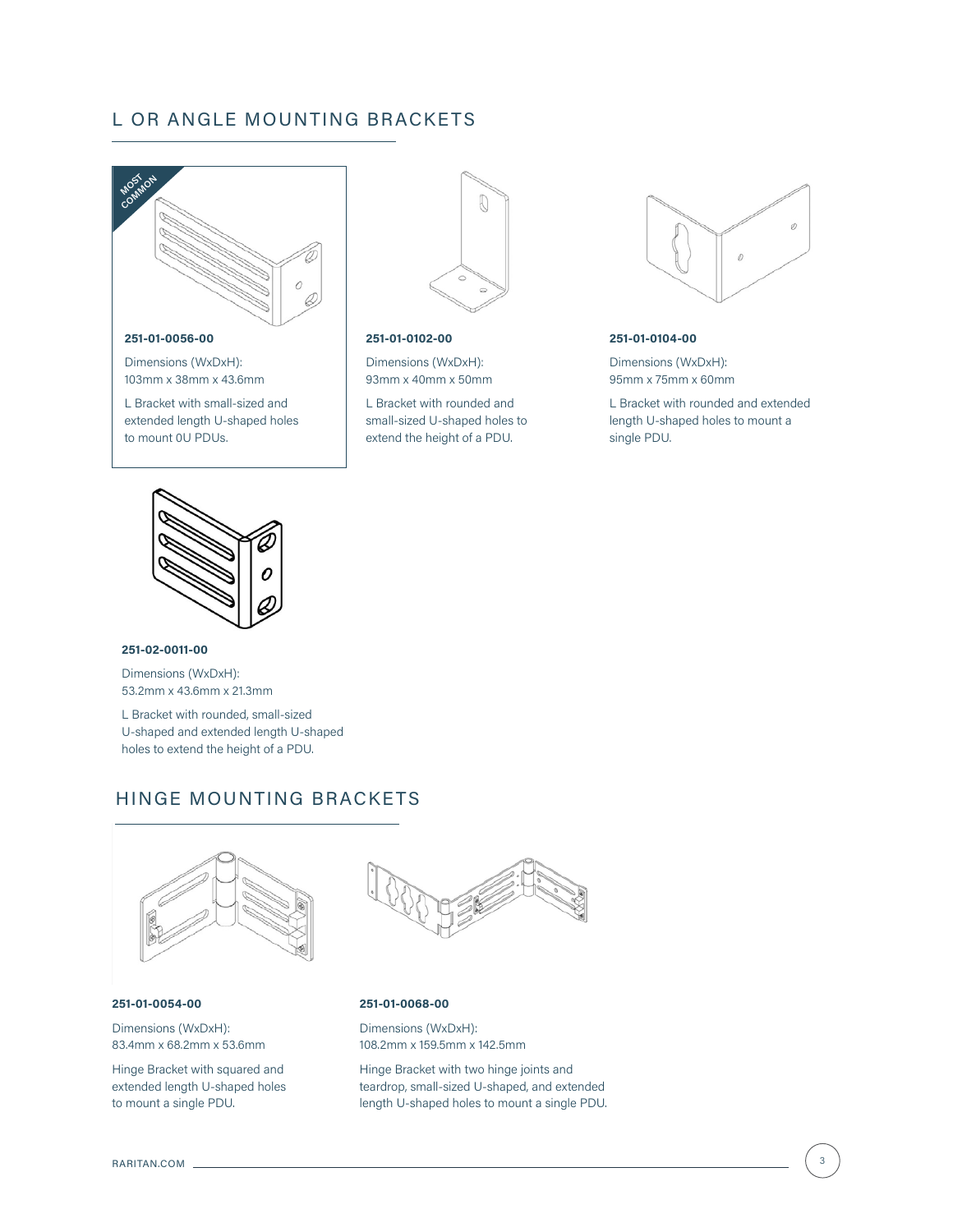## L OR ANGLE MOUNTING BRACKETS

MOST COMMON

**251-01-0056-00**

Dimensions (WxDxH):
103mm x 38mm x 43.6mm

L Bracket with small-sized and extended length U-shaped holes to mount 0U PDUs.

**251-01-0102-00**

Dimensions (WxDxH):
93mm x 40mm x 50mm

L Bracket with rounded and small-sized U-shaped holes to extend the height of a PDU.

**251-01-0104-00**

Dimensions (WxDxH):
95mm x 75mm x 60mm

L Bracket with rounded and extended length U-shaped holes to mount a single PDU.

**251-02-0011-00**

Dimensions (WxDxH):
53.2mm x 43.6mm x 21.3mm

L Bracket with rounded, small-sized U-shaped and extended length U-shaped holes to extend the height of a PDU.

## HINGE MOUNTING BRACKETS

**251-01-0054-00**

Dimensions (WxDxH):
83.4mm x 68.2mm x 53.6mm

Hinge Bracket with squared and extended length U-shaped holes to mount a single PDU.

**251-01-0068-00**

Dimensions (WxDxH):
108.2mm x 159.5mm x 142.5mm

Hinge Bracket with two hinge joints and teardrop, small-sized U-shaped, and extended length U-shaped holes to mount a single PDU.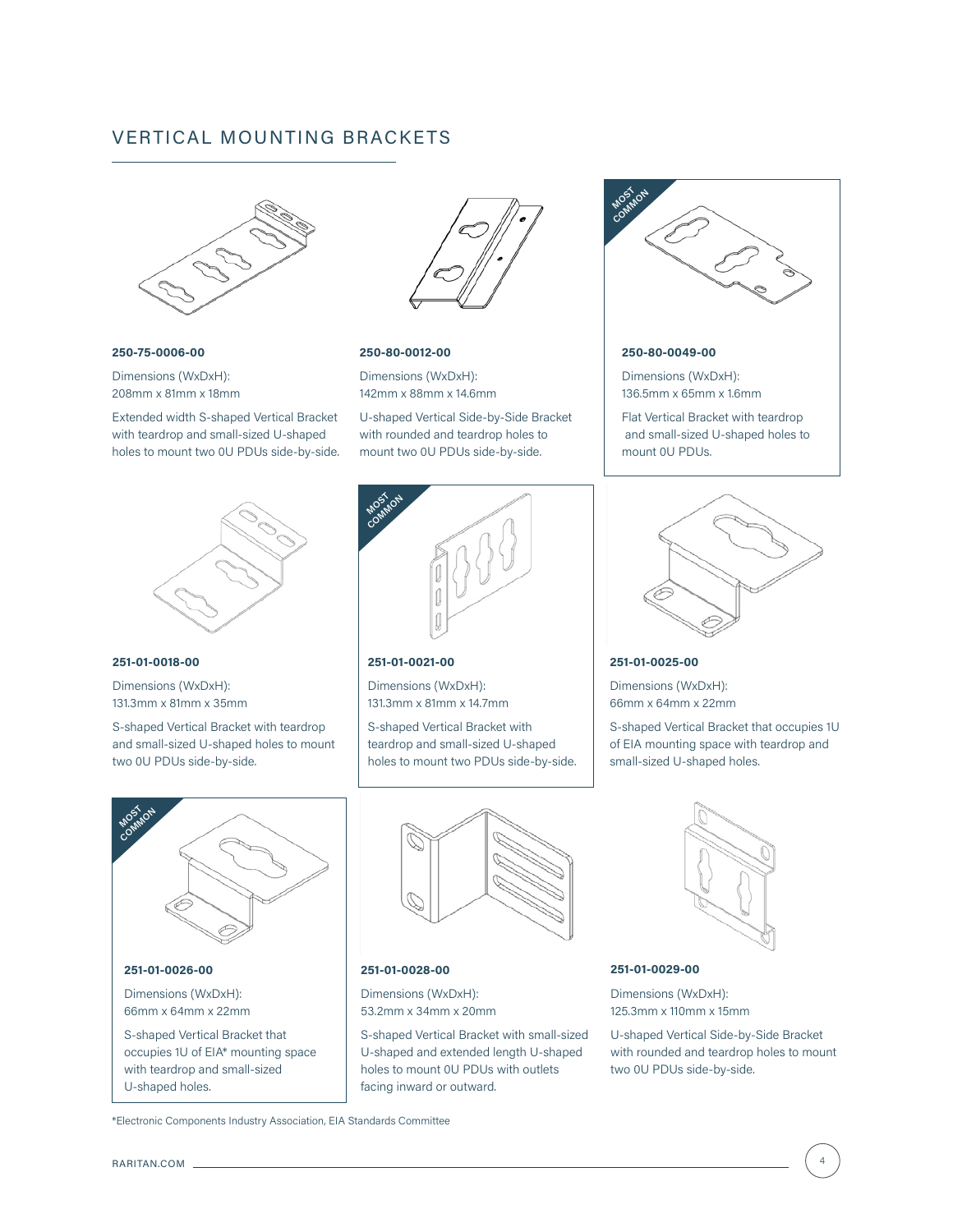## VERTICAL MOUNTING BRACKETS

**250-75-0006-00**

Dimensions (WxDxH):
208mm x 81mm x 18mm

Extended width S-shaped Vertical Bracket with teardrop and small-sized U-shaped holes to mount two 0U PDUs side-by-side.

**250-80-0012-00**

Dimensions (WxDxH):
142mm x 88mm x 14.6mm

U-shaped Vertical Side-by-Side Bracket with rounded and teardrop holes to mount two 0U PDUs side-by-side.

MOST COMMON

**250-80-0049-00**

Dimensions (WxDxH):
136.5mm x 65mm x 1.6mm

Flat Vertical Bracket with teardrop and small-sized U-shaped holes to mount 0U PDUs.

**251-01-0018-00**

Dimensions (WxDxH):
131.3mm x 81mm x 35mm

S-shaped Vertical Bracket with teardrop and small-sized U-shaped holes to mount two 0U PDUs side-by-side.

MOST COMMON

**251-01-0021-00**

Dimensions (WxDxH):
131.3mm x 81mm x 14.7mm

S-shaped Vertical Bracket with teardrop and small-sized U-shaped holes to mount two PDUs side-by-side.

**251-01-0025-00**

Dimensions (WxDxH):
66mm x 64mm x 22mm

S-shaped Vertical Bracket that occupies 1U of EIA mounting space with teardrop and small-sized U-shaped holes.

MOST COMMON

**251-01-0026-00**

Dimensions (WxDxH):
66mm x 64mm x 22mm

S-shaped Vertical Bracket that occupies 1U of EIA* mounting space with teardrop and small-sized U-shaped holes.

**251-01-0028-00**

Dimensions (WxDxH):
53.2mm x 34mm x 20mm

S-shaped Vertical Bracket with small-sized U-shaped and extended length U-shaped holes to mount 0U PDUs with outlets facing inward or outward.

**251-01-0029-00**

Dimensions (WxDxH):
125.3mm x 110mm x 15mm

U-shaped Vertical Side-by-Side Bracket with rounded and teardrop holes to mount two 0U PDUs side-by-side.

*Electronic Components Industry Association, EIA Standards Committee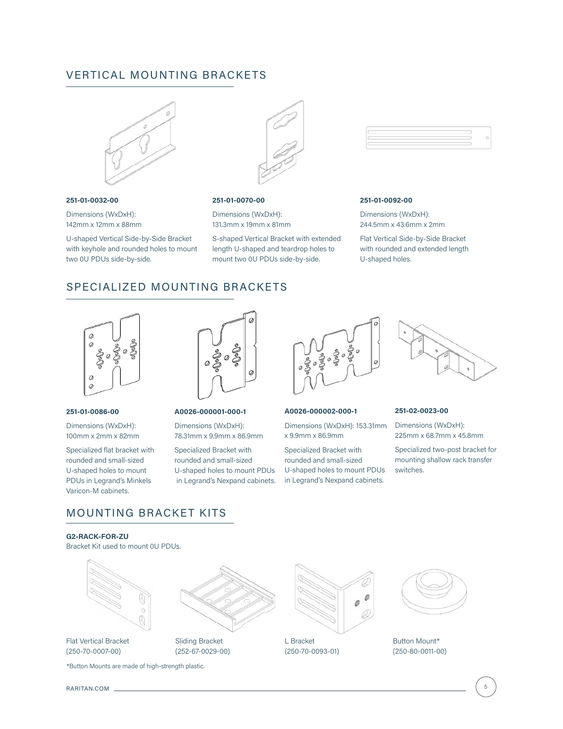## VERTICAL MOUNTING BRACKETS

**251-01-0032-00**

Dimensions (WxDxH):
142mm x 12mm x 88mm

U-shaped Vertical Side-by-Side Bracket with keyhole and rounded holes to mount two 0U PDUs side-by-side.

**251-01-0070-00**

Dimensions (WxDxH):
131.3mm x 19mm x 81mm

S-shaped Vertical Bracket with extended length U-shaped and teardrop holes to mount two 0U PDUs side-by-side.

**251-01-0092-00**

Dimensions (WxDxH):
244.5mm x 43.6mm x 2mm

Flat Vertical Side-by-Side Bracket with rounded and extended length U-shaped holes.

## SPECIALIZED MOUNTING BRACKETS

**251-01-0086-00**

Dimensions (WxDxH):
100mm x 2mm x 82mm

Specialized flat bracket with rounded and small-sized U-shaped holes to mount PDUs in Legrand's Minkels Varicon-M cabinets.

**A0026-000001-000-1**

Dimensions (WxDxH):
78.31mm x 9.9mm x 86.9mm

Specialized Bracket with rounded and small-sized U-shaped holes to mount PDUs in Legrand's Nexpand cabinets.

**A0026-000002-000-1**

Dimensions (WxDxH): 153.31mm x 9.9mm x 86.9mm

Specialized Bracket with rounded and small-sized U-shaped holes to mount PDUs in Legrand's Nexpand cabinets.

**251-02-0023-00**

Dimensions (WxDxH):
225mm x 68.7mm x 45.8mm

Specialized two-post bracket for mounting shallow rack transfer switches.

## MOUNTING BRACKET KITS

**G2-RACK-FOR-ZU**
Bracket Kit used to mount 0U PDUs.

Flat Vertical Bracket
(250-70-0007-00)

Sliding Bracket
(252-67-0029-00)

L Bracket
(250-70-0093-01)

Button Mount*
(250-80-0011-00)

*Button Mounts are made of high-strength plastic.

RARITAN.COM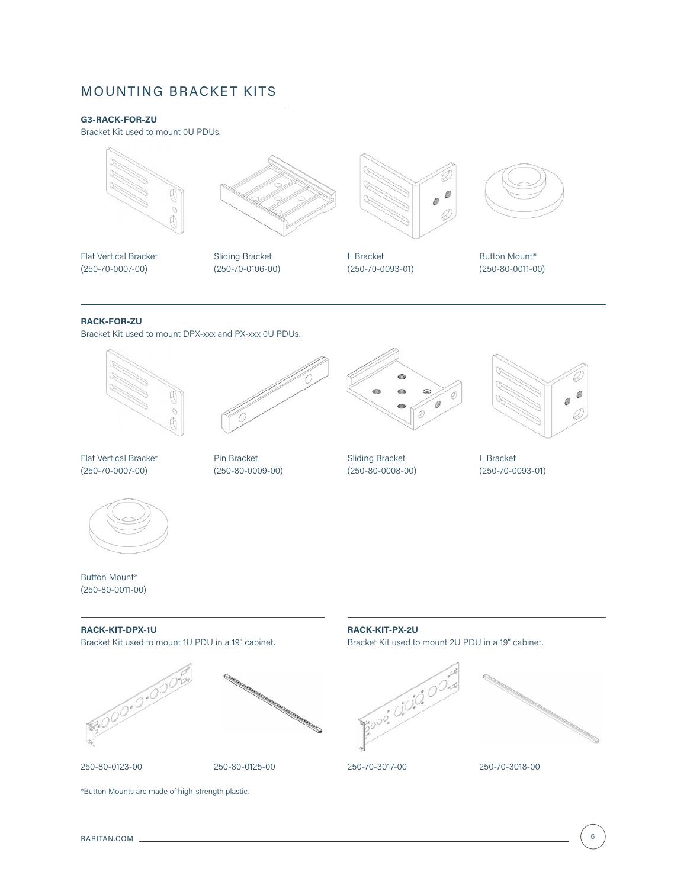## MOUNTING BRACKET KITS

**G3-RACK-FOR-ZU**

Bracket Kit used to mount 0U PDUs.

Flat Vertical Bracket
(250-70-0007-00)

Sliding Bracket
(250-70-0106-00)

L Bracket
(250-70-0093-01)

Button Mount*
(250-80-0011-00)

**RACK-FOR-ZU**

Bracket Kit used to mount DPX-xxx and PX-xxx 0U PDUs.

Flat Vertical Bracket
(250-70-0007-00)

Pin Bracket
(250-80-0009-00)

Sliding Bracket
(250-80-0008-00)

L Bracket
(250-70-0093-01)

Button Mount*
(250-80-0011-00)

**RACK-KIT-DPX-1U**

Bracket Kit used to mount 1U PDU in a 19" cabinet.

250-80-0123-00

250-80-0125-00

**RACK-KIT-PX-2U**

Bracket Kit used to mount 2U PDU in a 19" cabinet.

250-70-3017-00

250-70-3018-00

*Button Mounts are made of high-strength plastic.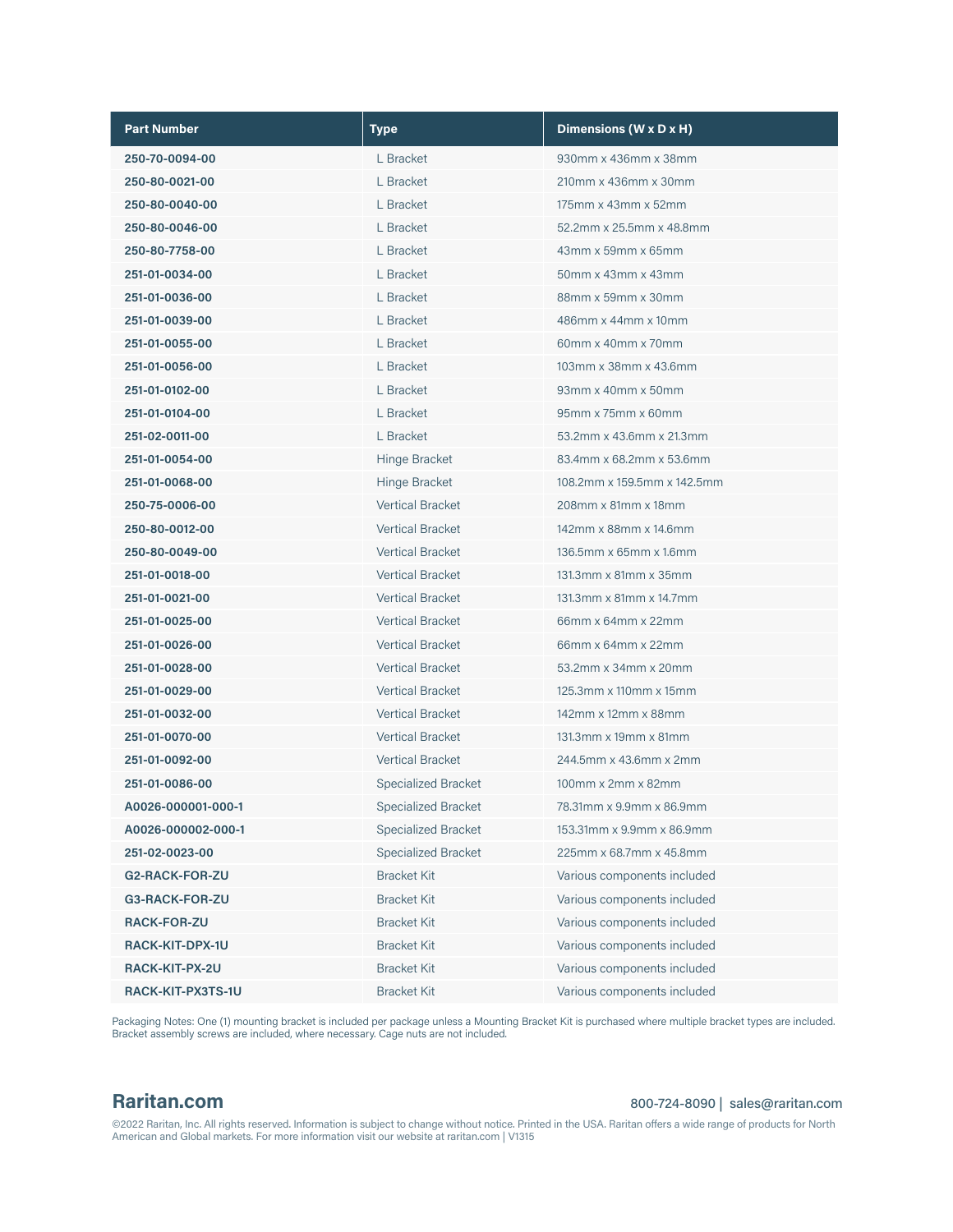| Part Number | Type | Dimensions (W x D x H) |
| --- | --- | --- |
| **250-70-0094-00** | L Bracket | 930mm x 436mm x 38mm |
| **250-80-0021-00** | L Bracket | 210mm x 436mm x 30mm |
| **250-80-0040-00** | L Bracket | 175mm x 43mm x 52mm |
| **250-80-0046-00** | L Bracket | 52.2mm x 25.5mm x 48.8mm |
| **250-80-7758-00** | L Bracket | 43mm x 59mm x 65mm |
| **251-01-0034-00** | L Bracket | 50mm x 43mm x 43mm |
| **251-01-0036-00** | L Bracket | 88mm x 59mm x 30mm |
| **251-01-0039-00** | L Bracket | 486mm x 44mm x 10mm |
| **251-01-0055-00** | L Bracket | 60mm x 40mm x 70mm |
| **251-01-0056-00** | L Bracket | 103mm x 38mm x 43.6mm |
| **251-01-0102-00** | L Bracket | 93mm x 40mm x 50mm |
| **251-01-0104-00** | L Bracket | 95mm x 75mm x 60mm |
| **251-02-0011-00** | L Bracket | 53.2mm x 43.6mm x 21.3mm |
| **251-01-0054-00** | Hinge Bracket | 83.4mm x 68.2mm x 53.6mm |
| **251-01-0068-00** | Hinge Bracket | 108.2mm x 159.5mm x 142.5mm |
| **250-75-0006-00** | Vertical Bracket | 208mm x 81mm x 18mm |
| **250-80-0012-00** | Vertical Bracket | 142mm x 88mm x 14.6mm |
| **250-80-0049-00** | Vertical Bracket | 136.5mm x 65mm x 1.6mm |
| **251-01-0018-00** | Vertical Bracket | 131.3mm x 81mm x 35mm |
| **251-01-0021-00** | Vertical Bracket | 131.3mm x 81mm x 14.7mm |
| **251-01-0025-00** | Vertical Bracket | 66mm x 64mm x 22mm |
| **251-01-0026-00** | Vertical Bracket | 66mm x 64mm x 22mm |
| **251-01-0028-00** | Vertical Bracket | 53.2mm x 34mm x 20mm |
| **251-01-0029-00** | Vertical Bracket | 125.3mm x 110mm x 15mm |
| **251-01-0032-00** | Vertical Bracket | 142mm x 12mm x 88mm |
| **251-01-0070-00** | Vertical Bracket | 131.3mm x 19mm x 81mm |
| **251-01-0092-00** | Vertical Bracket | 244.5mm x 43.6mm x 2mm |
| **251-01-0086-00** | Specialized Bracket | 100mm x 2mm x 82mm |
| **A0026-000001-000-1** | Specialized Bracket | 78.31mm x 9.9mm x 86.9mm |
| **A0026-000002-000-1** | Specialized Bracket | 153.31mm x 9.9mm x 86.9mm |
| **251-02-0023-00** | Specialized Bracket | 225mm x 68.7mm x 45.8mm |
| **G2-RACK-FOR-ZU** | Bracket Kit | Various components included |
| **G3-RACK-FOR-ZU** | Bracket Kit | Various components included |
| **RACK-FOR-ZU** | Bracket Kit | Various components included |
| **RACK-KIT-DPX-1U** | Bracket Kit | Various components included |
| **RACK-KIT-PX-2U** | Bracket Kit | Various components included |
| **RACK-KIT-PX3TS-1U** | Bracket Kit | Various components included |

Packaging Notes: One (1) mounting bracket is included per package unless a Mounting Bracket Kit is purchased where multiple bracket types are included. Bracket assembly screws are included, where necessary. Cage nuts are not included.

**Raritan.com**

800-724-8090 | sales@raritan.com

©2022 Raritan, Inc. All rights reserved. Information is subject to change without notice. Printed in the USA. Raritan offers a wide range of products for North American and Global markets. For more information visit our website at raritan.com | V1315